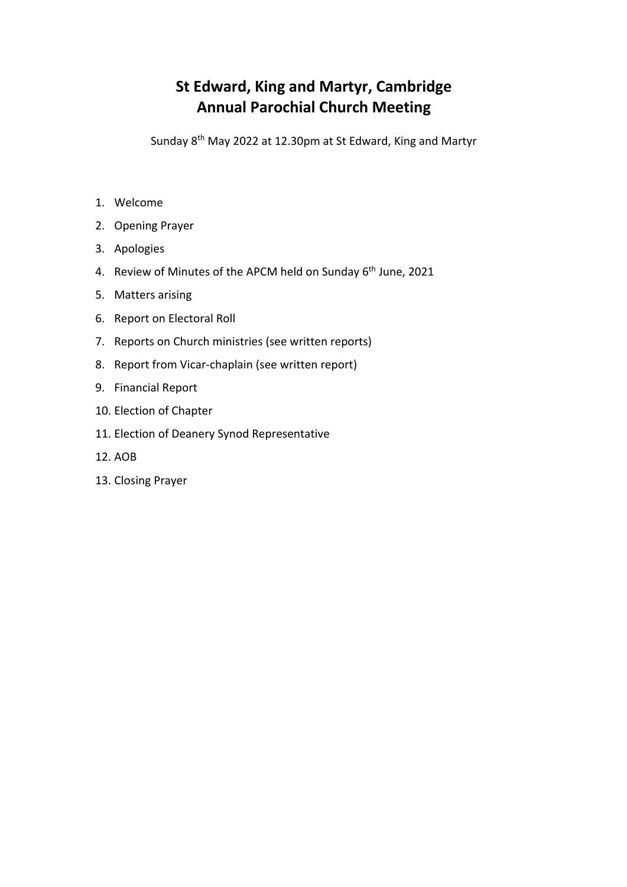# St Edward, King and Martyr, Cambridge
# Annual Parochial Church Meeting

Sunday 8th May 2022 at 12.30pm at St Edward, King and Martyr

1. Welcome
2. Opening Prayer
3. Apologies
4. Review of Minutes of the APCM held on Sunday 6th June, 2021
5. Matters arising
6. Report on Electoral Roll
7. Reports on Church ministries (see written reports)
8. Report from Vicar-chaplain (see written report)
9. Financial Report
10. Election of Chapter
11. Election of Deanery Synod Representative
12. AOB
13. Closing Prayer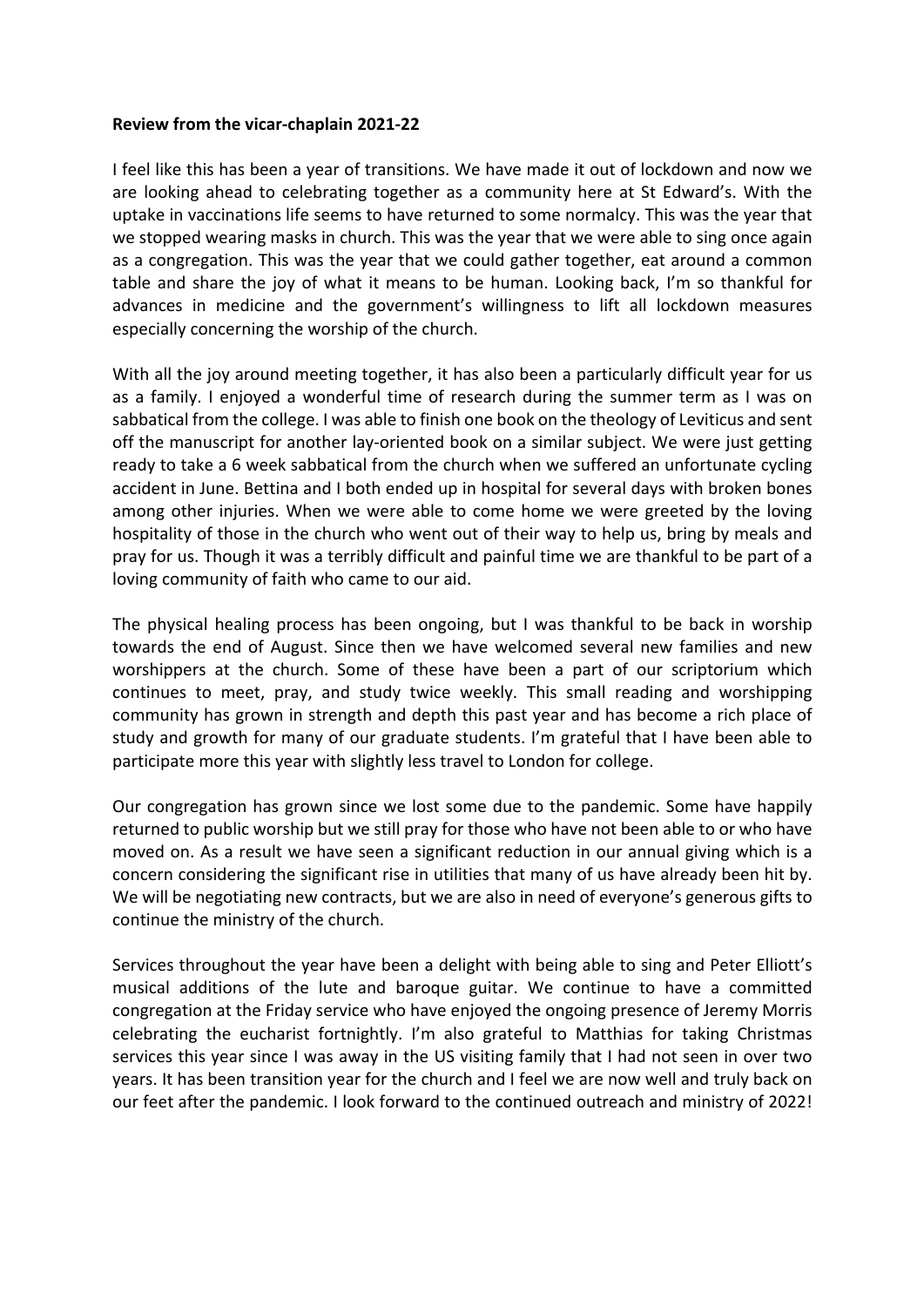**Review from the vicar-chaplain 2021-22**

I feel like this has been a year of transitions. We have made it out of lockdown and now we are looking ahead to celebrating together as a community here at St Edward's. With the uptake in vaccinations life seems to have returned to some normalcy. This was the year that we stopped wearing masks in church. This was the year that we were able to sing once again as a congregation. This was the year that we could gather together, eat around a common table and share the joy of what it means to be human. Looking back, I'm so thankful for advances in medicine and the government's willingness to lift all lockdown measures especially concerning the worship of the church.

With all the joy around meeting together, it has also been a particularly difficult year for us as a family. I enjoyed a wonderful time of research during the summer term as I was on sabbatical from the college. I was able to finish one book on the theology of Leviticus and sent off the manuscript for another lay-oriented book on a similar subject. We were just getting ready to take a 6 week sabbatical from the church when we suffered an unfortunate cycling accident in June. Bettina and I both ended up in hospital for several days with broken bones among other injuries. When we were able to come home we were greeted by the loving hospitality of those in the church who went out of their way to help us, bring by meals and pray for us. Though it was a terribly difficult and painful time we are thankful to be part of a loving community of faith who came to our aid.

The physical healing process has been ongoing, but I was thankful to be back in worship towards the end of August. Since then we have welcomed several new families and new worshippers at the church. Some of these have been a part of our scriptorium which continues to meet, pray, and study twice weekly. This small reading and worshipping community has grown in strength and depth this past year and has become a rich place of study and growth for many of our graduate students. I'm grateful that I have been able to participate more this year with slightly less travel to London for college.

Our congregation has grown since we lost some due to the pandemic. Some have happily returned to public worship but we still pray for those who have not been able to or who have moved on. As a result we have seen a significant reduction in our annual giving which is a concern considering the significant rise in utilities that many of us have already been hit by. We will be negotiating new contracts, but we are also in need of everyone's generous gifts to continue the ministry of the church.

Services throughout the year have been a delight with being able to sing and Peter Elliott's musical additions of the lute and baroque guitar. We continue to have a committed congregation at the Friday service who have enjoyed the ongoing presence of Jeremy Morris celebrating the eucharist fortnightly. I'm also grateful to Matthias for taking Christmas services this year since I was away in the US visiting family that I had not seen in over two years. It has been transition year for the church and I feel we are now well and truly back on our feet after the pandemic. I look forward to the continued outreach and ministry of 2022!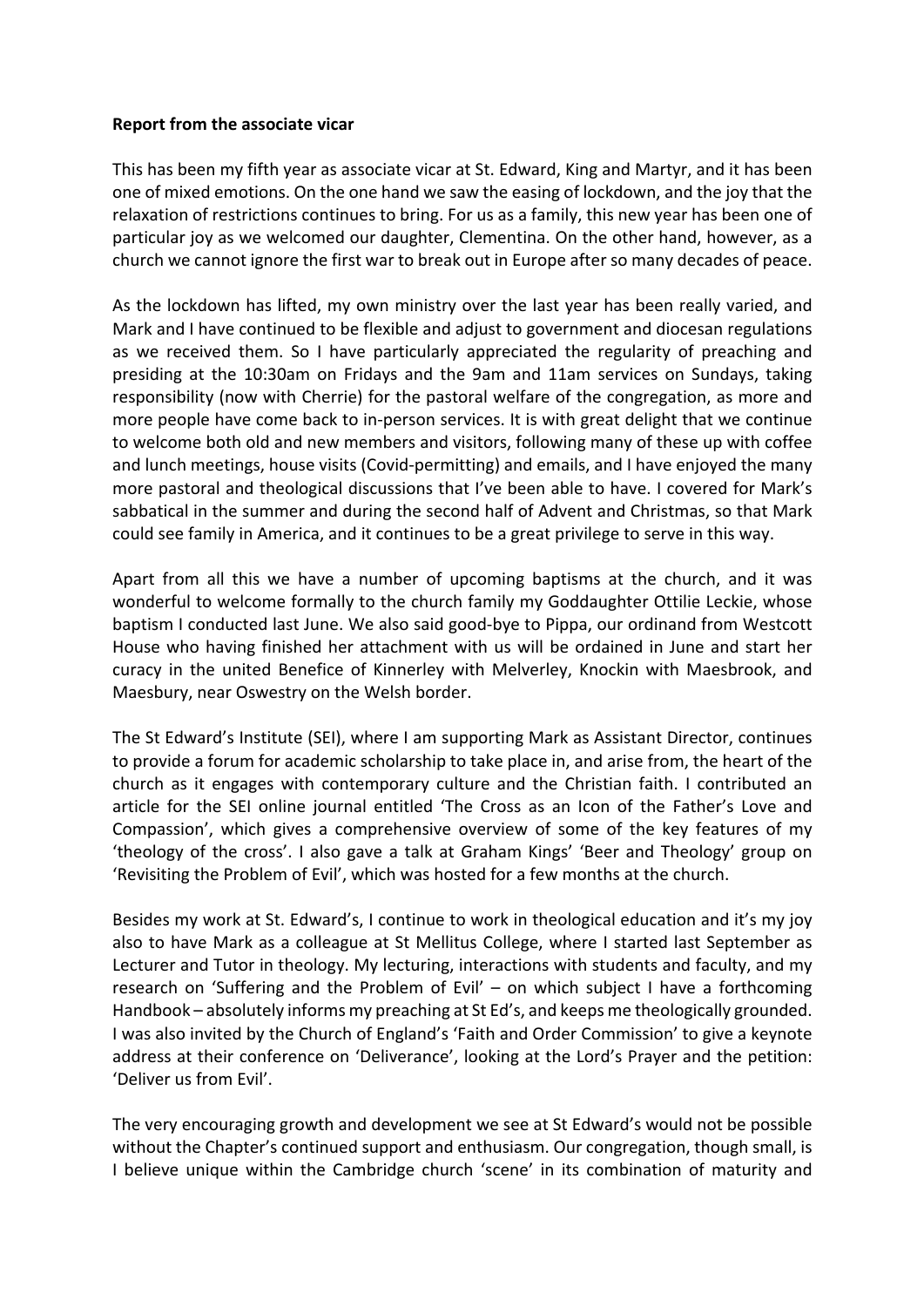**Report from the associate vicar**

This has been my fifth year as associate vicar at St. Edward, King and Martyr, and it has been one of mixed emotions. On the one hand we saw the easing of lockdown, and the joy that the relaxation of restrictions continues to bring. For us as a family, this new year has been one of particular joy as we welcomed our daughter, Clementina. On the other hand, however, as a church we cannot ignore the first war to break out in Europe after so many decades of peace.

As the lockdown has lifted, my own ministry over the last year has been really varied, and Mark and I have continued to be flexible and adjust to government and diocesan regulations as we received them. So I have particularly appreciated the regularity of preaching and presiding at the 10:30am on Fridays and the 9am and 11am services on Sundays, taking responsibility (now with Cherrie) for the pastoral welfare of the congregation, as more and more people have come back to in-person services. It is with great delight that we continue to welcome both old and new members and visitors, following many of these up with coffee and lunch meetings, house visits (Covid-permitting) and emails, and I have enjoyed the many more pastoral and theological discussions that I've been able to have. I covered for Mark's sabbatical in the summer and during the second half of Advent and Christmas, so that Mark could see family in America, and it continues to be a great privilege to serve in this way.

Apart from all this we have a number of upcoming baptisms at the church, and it was wonderful to welcome formally to the church family my Goddaughter Ottilie Leckie, whose baptism I conducted last June. We also said good-bye to Pippa, our ordinand from Westcott House who having finished her attachment with us will be ordained in June and start her curacy in the united Benefice of Kinnerley with Melverley, Knockin with Maesbrook, and Maesbury, near Oswestry on the Welsh border.

The St Edward's Institute (SEI), where I am supporting Mark as Assistant Director, continues to provide a forum for academic scholarship to take place in, and arise from, the heart of the church as it engages with contemporary culture and the Christian faith. I contributed an article for the SEI online journal entitled 'The Cross as an Icon of the Father's Love and Compassion', which gives a comprehensive overview of some of the key features of my 'theology of the cross'. I also gave a talk at Graham Kings' 'Beer and Theology' group on 'Revisiting the Problem of Evil', which was hosted for a few months at the church.

Besides my work at St. Edward's, I continue to work in theological education and it's my joy also to have Mark as a colleague at St Mellitus College, where I started last September as Lecturer and Tutor in theology. My lecturing, interactions with students and faculty, and my research on 'Suffering and the Problem of Evil' – on which subject I have a forthcoming Handbook – absolutely informs my preaching at St Ed's, and keeps me theologically grounded. I was also invited by the Church of England's 'Faith and Order Commission' to give a keynote address at their conference on 'Deliverance', looking at the Lord's Prayer and the petition: 'Deliver us from Evil'.

The very encouraging growth and development we see at St Edward's would not be possible without the Chapter's continued support and enthusiasm. Our congregation, though small, is I believe unique within the Cambridge church 'scene' in its combination of maturity and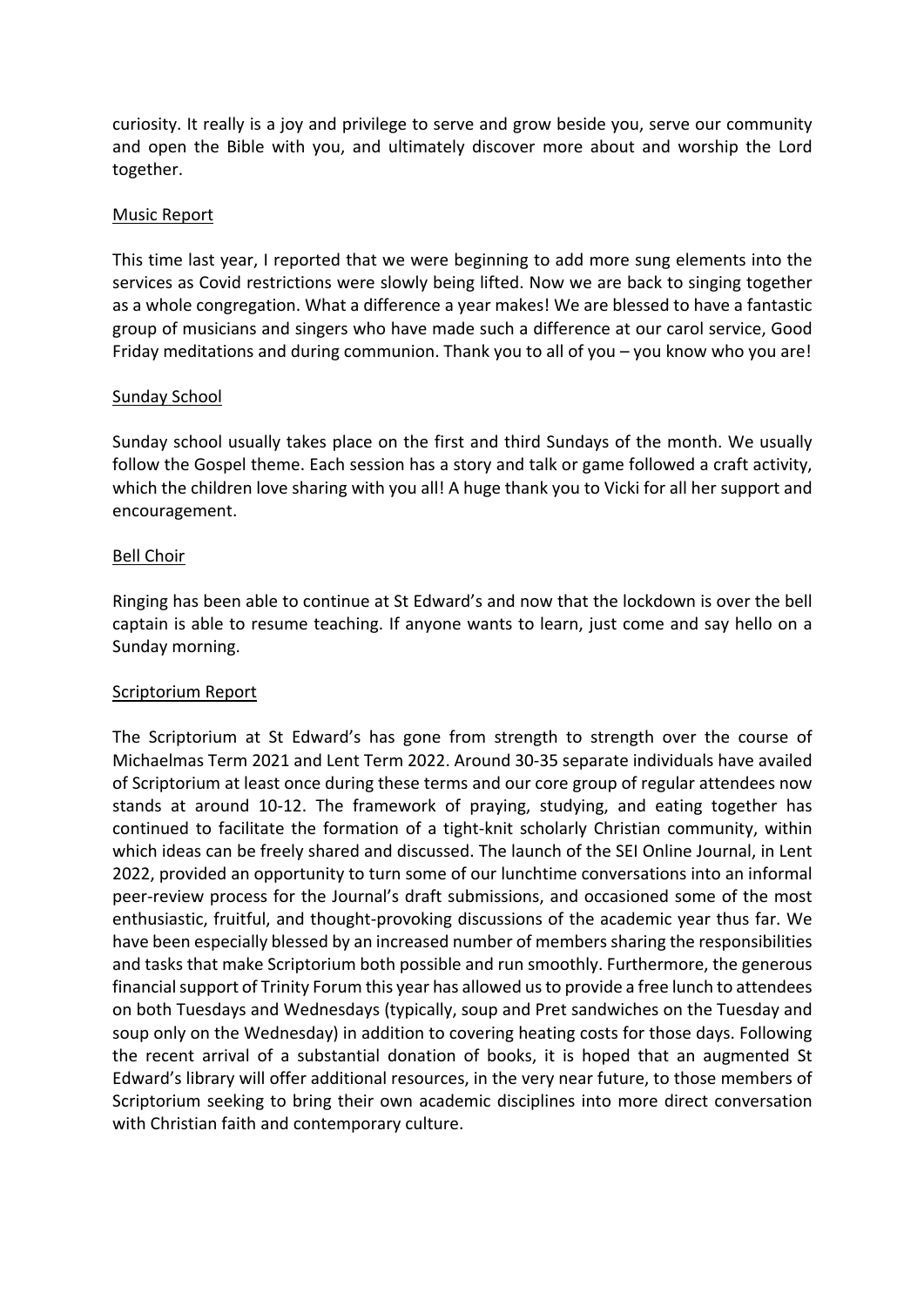curiosity. It really is a joy and privilege to serve and grow beside you, serve our community and open the Bible with you, and ultimately discover more about and worship the Lord together.

## Music Report

This time last year, I reported that we were beginning to add more sung elements into the services as Covid restrictions were slowly being lifted. Now we are back to singing together as a whole congregation. What a difference a year makes! We are blessed to have a fantastic group of musicians and singers who have made such a difference at our carol service, Good Friday meditations and during communion. Thank you to all of you – you know who you are!

## Sunday School

Sunday school usually takes place on the first and third Sundays of the month. We usually follow the Gospel theme. Each session has a story and talk or game followed a craft activity, which the children love sharing with you all! A huge thank you to Vicki for all her support and encouragement.

## Bell Choir

Ringing has been able to continue at St Edward's and now that the lockdown is over the bell captain is able to resume teaching. If anyone wants to learn, just come and say hello on a Sunday morning.

## Scriptorium Report

The Scriptorium at St Edward's has gone from strength to strength over the course of Michaelmas Term 2021 and Lent Term 2022. Around 30-35 separate individuals have availed of Scriptorium at least once during these terms and our core group of regular attendees now stands at around 10-12. The framework of praying, studying, and eating together has continued to facilitate the formation of a tight-knit scholarly Christian community, within which ideas can be freely shared and discussed. The launch of the SEI Online Journal, in Lent 2022, provided an opportunity to turn some of our lunchtime conversations into an informal peer-review process for the Journal's draft submissions, and occasioned some of the most enthusiastic, fruitful, and thought-provoking discussions of the academic year thus far. We have been especially blessed by an increased number of members sharing the responsibilities and tasks that make Scriptorium both possible and run smoothly. Furthermore, the generous financial support of Trinity Forum this year has allowed us to provide a free lunch to attendees on both Tuesdays and Wednesdays (typically, soup and Pret sandwiches on the Tuesday and soup only on the Wednesday) in addition to covering heating costs for those days. Following the recent arrival of a substantial donation of books, it is hoped that an augmented St Edward's library will offer additional resources, in the very near future, to those members of Scriptorium seeking to bring their own academic disciplines into more direct conversation with Christian faith and contemporary culture.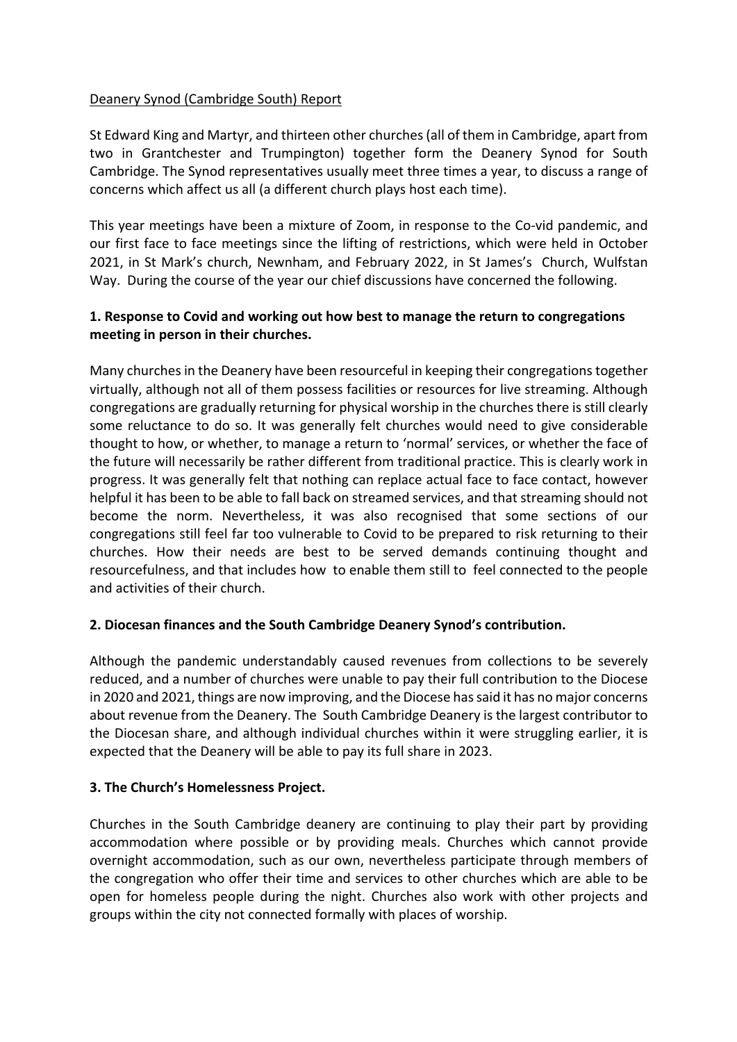Deanery Synod (Cambridge South) Report

St Edward King and Martyr, and thirteen other churches (all of them in Cambridge, apart from two in Grantchester and Trumpington) together form the Deanery Synod for South Cambridge. The Synod representatives usually meet three times a year, to discuss a range of concerns which affect us all (a different church plays host each time).

This year meetings have been a mixture of Zoom, in response to the Co-vid pandemic, and our first face to face meetings since the lifting of restrictions, which were held in October 2021, in St Mark's church, Newnham, and February 2022, in St James's Church, Wulfstan Way. During the course of the year our chief discussions have concerned the following.

**1. Response to Covid and working out how best to manage the return to congregations meeting in person in their churches.**

Many churches in the Deanery have been resourceful in keeping their congregations together virtually, although not all of them possess facilities or resources for live streaming. Although congregations are gradually returning for physical worship in the churches there is still clearly some reluctance to do so. It was generally felt churches would need to give considerable thought to how, or whether, to manage a return to 'normal' services, or whether the face of the future will necessarily be rather different from traditional practice. This is clearly work in progress. It was generally felt that nothing can replace actual face to face contact, however helpful it has been to be able to fall back on streamed services, and that streaming should not become the norm. Nevertheless, it was also recognised that some sections of our congregations still feel far too vulnerable to Covid to be prepared to risk returning to their churches. How their needs are best to be served demands continuing thought and resourcefulness, and that includes how to enable them still to feel connected to the people and activities of their church.

**2. Diocesan finances and the South Cambridge Deanery Synod's contribution.**

Although the pandemic understandably caused revenues from collections to be severely reduced, and a number of churches were unable to pay their full contribution to the Diocese in 2020 and 2021, things are now improving, and the Diocese has said it has no major concerns about revenue from the Deanery. The South Cambridge Deanery is the largest contributor to the Diocesan share, and although individual churches within it were struggling earlier, it is expected that the Deanery will be able to pay its full share in 2023.

**3. The Church's Homelessness Project.**

Churches in the South Cambridge deanery are continuing to play their part by providing accommodation where possible or by providing meals. Churches which cannot provide overnight accommodation, such as our own, nevertheless participate through members of the congregation who offer their time and services to other churches which are able to be open for homeless people during the night. Churches also work with other projects and groups within the city not connected formally with places of worship.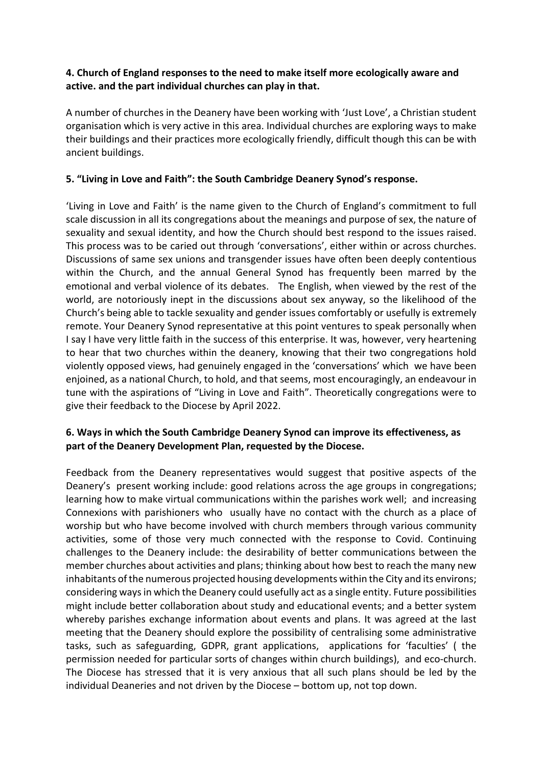**4. Church of England responses to the need to make itself more ecologically aware and active. and the part individual churches can play in that.**

A number of churches in the Deanery have been working with 'Just Love', a Christian student organisation which is very active in this area. Individual churches are exploring ways to make their buildings and their practices more ecologically friendly, difficult though this can be with ancient buildings.

**5. "Living in Love and Faith": the South Cambridge Deanery Synod's response.**

'Living in Love and Faith' is the name given to the Church of England's commitment to full scale discussion in all its congregations about the meanings and purpose of sex, the nature of sexuality and sexual identity, and how the Church should best respond to the issues raised. This process was to be caried out through 'conversations', either within or across churches. Discussions of same sex unions and transgender issues have often been deeply contentious within the Church, and the annual General Synod has frequently been marred by the emotional and verbal violence of its debates. The English, when viewed by the rest of the world, are notoriously inept in the discussions about sex anyway, so the likelihood of the Church's being able to tackle sexuality and gender issues comfortably or usefully is extremely remote. Your Deanery Synod representative at this point ventures to speak personally when I say I have very little faith in the success of this enterprise. It was, however, very heartening to hear that two churches within the deanery, knowing that their two congregations hold violently opposed views, had genuinely engaged in the 'conversations' which we have been enjoined, as a national Church, to hold, and that seems, most encouragingly, an endeavour in tune with the aspirations of "Living in Love and Faith". Theoretically congregations were to give their feedback to the Diocese by April 2022.

**6. Ways in which the South Cambridge Deanery Synod can improve its effectiveness, as part of the Deanery Development Plan, requested by the Diocese.**

Feedback from the Deanery representatives would suggest that positive aspects of the Deanery's present working include: good relations across the age groups in congregations; learning how to make virtual communications within the parishes work well; and increasing Connexions with parishioners who usually have no contact with the church as a place of worship but who have become involved with church members through various community activities, some of those very much connected with the response to Covid. Continuing challenges to the Deanery include: the desirability of better communications between the member churches about activities and plans; thinking about how best to reach the many new inhabitants of the numerous projected housing developments within the City and its environs; considering ways in which the Deanery could usefully act as a single entity. Future possibilities might include better collaboration about study and educational events; and a better system whereby parishes exchange information about events and plans. It was agreed at the last meeting that the Deanery should explore the possibility of centralising some administrative tasks, such as safeguarding, GDPR, grant applications, applications for 'faculties' ( the permission needed for particular sorts of changes within church buildings), and eco-church. The Diocese has stressed that it is very anxious that all such plans should be led by the individual Deaneries and not driven by the Diocese – bottom up, not top down.